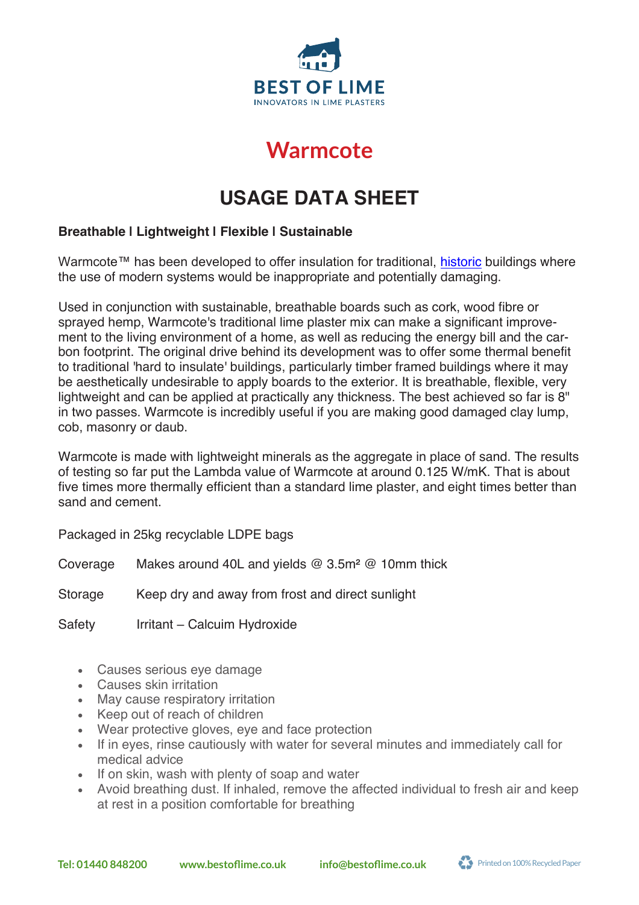# BEST OF LIME

INNOVATORS IN LIME PLASTERS

# Warmcote

## USAGE DATA SHEET

**Breathable I Lightweight I Flexible I Sustainable**

Warmcote™ has been developed to offer insulation for traditional, historic buildings where the use of modern systems would be inappropriate and potentially damaging.

Used in conjunction with sustainable, breathable boards such as cork, wood fibre or sprayed hemp, Warmcote's traditional lime plaster mix can make a significant improvement to the living environment of a home, as well as reducing the energy bill and the carbon footprint. The original drive behind its development was to offer some thermal benefit to traditional 'hard to insulate' buildings, particularly timber framed buildings where it may be aesthetically undesirable to apply boards to the exterior. It is breathable, flexible, very lightweight and can be applied at practically any thickness. The best achieved so far is 8" in two passes. Warmcote is incredibly useful if you are making good damaged clay lump, cob, masonry or daub.

Warmcote is made with lightweight minerals as the aggregate in place of sand. The results of testing so far put the Lambda value of Warmcote at around 0.125 W/mK. That is about five times more thermally efficient than a standard lime plaster, and eight times better than sand and cement.

Packaged in 25kg recyclable LDPE bags

Coverage    Makes around 40L and yields @ 3.5m² @ 10mm thick

Storage    Keep dry and away from frost and direct sunlight

Safety    Irritant – Calcuim Hydroxide

- Causes serious eye damage
- Causes skin irritation
- May cause respiratory irritation
- Keep out of reach of children
- Wear protective gloves, eye and face protection
- If in eyes, rinse cautiously with water for several minutes and immediately call for medical advice
- If on skin, wash with plenty of soap and water
- Avoid breathing dust. If inhaled, remove the affected individual to fresh air and keep at rest in a position comfortable for breathing

Tel: 01440 848200    www.bestoflime.co.uk    info@bestoflime.co.uk    Printed on 100% Recycled Paper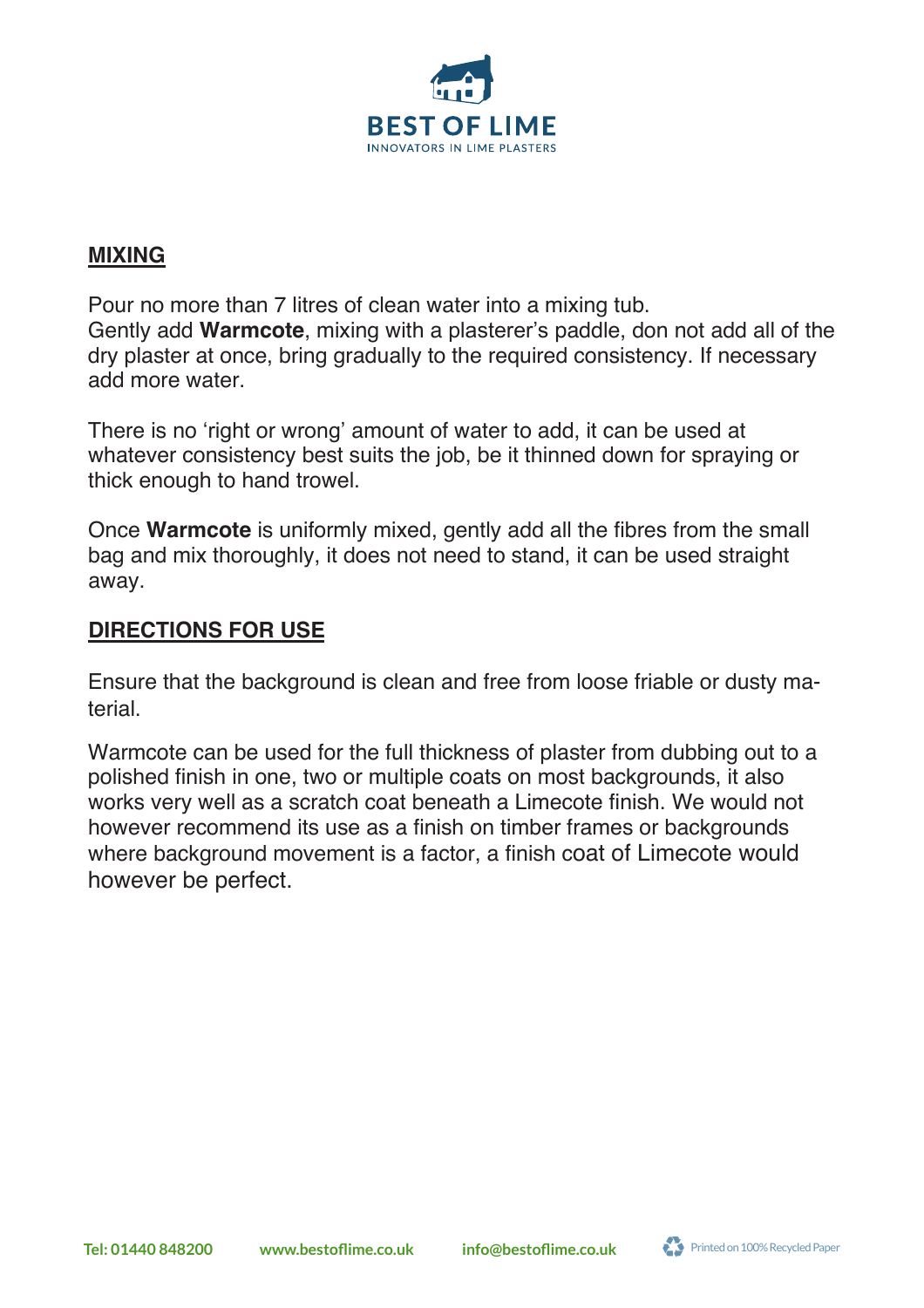## MIXING

Pour no more than 7 litres of clean water into a mixing tub.
Gently add **Warmcote**, mixing with a plasterer's paddle, don not add all of the dry plaster at once, bring gradually to the required consistency. If necessary add more water.

There is no 'right or wrong' amount of water to add, it can be used at whatever consistency best suits the job, be it thinned down for spraying or thick enough to hand trowel.

Once **Warmcote** is uniformly mixed, gently add all the fibres from the small bag and mix thoroughly, it does not need to stand, it can be used straight away.

## DIRECTIONS FOR USE

Ensure that the background is clean and free from loose friable or dusty material.

Warmcote can be used for the full thickness of plaster from dubbing out to a polished finish in one, two or multiple coats on most backgrounds, it also works very well as a scratch coat beneath a Limecote finish. We would not however recommend its use as a finish on timber frames or backgrounds where background movement is a factor, a finish coat of Limecote would however be perfect.